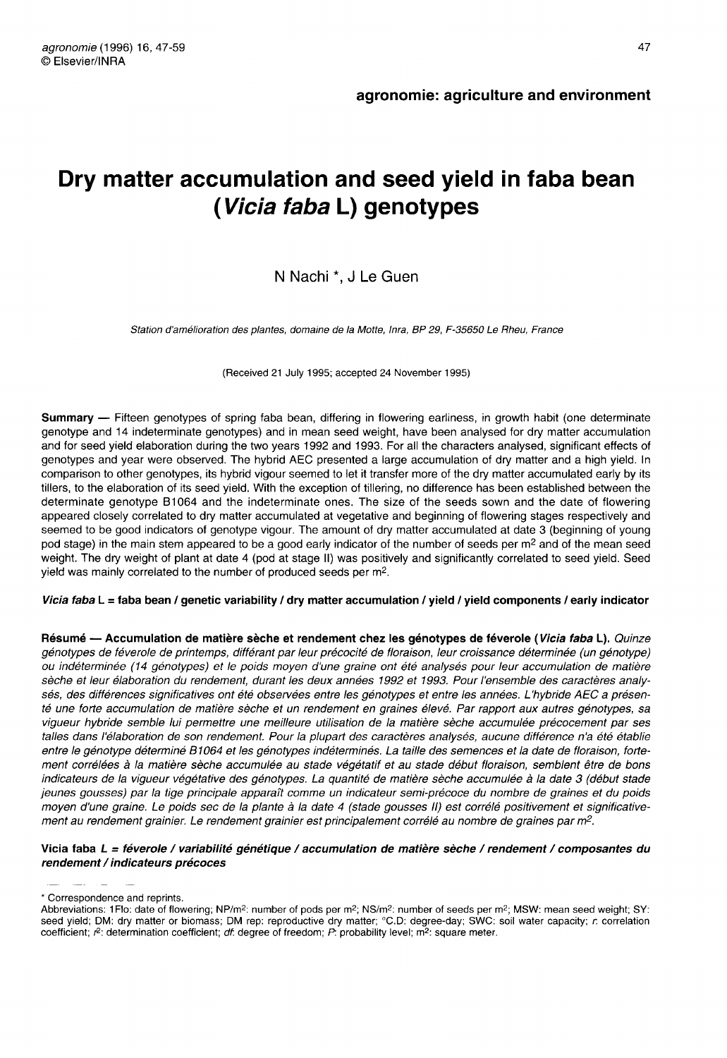**agronomie: agriculture and environment**

# Dry matter accumulation and seed yield in faba bean (*Vicia faba* L) genotypes

N Nachi *, J Le Guen

*Station d'amélioration des plantes, domaine de la Motte, Inra, BP 29, F-35650 Le Rheu, France*

(Received 21 July 1995; accepted 24 November 1995)

**Summary** — Fifteen genotypes of spring faba bean, differing in flowering earliness, in growth habit (one determinate genotype and 14 indeterminate genotypes) and in mean seed weight, have been analysed for dry matter accumulation and for seed yield elaboration during the two years 1992 and 1993. For all the characters analysed, significant effects of genotypes and year were observed. The hybrid AEC presented a large accumulation of dry matter and a high yield. In comparison to other genotypes, its hybrid vigour seemed to let it transfer more of the dry matter accumulated early by its tillers, to the elaboration of its seed yield. With the exception of tillering, no difference has been established between the determinate genotype B1064 and the indeterminate ones. The size of the seeds sown and the date of flowering appeared closely correlated to dry matter accumulated at vegetative and beginning of flowering stages respectively and seemed to be good indicators of genotype vigour. The amount of dry matter accumulated at date 3 (beginning of young pod stage) in the main stem appeared to be a good early indicator of the number of seeds per $m^2$ and of the mean seed weight. The dry weight of plant at date 4 (pod at stage II) was positively and significantly correlated to seed yield. Seed yield was mainly correlated to the number of produced seeds per $m^2$.

***Vicia faba*** **L = faba bean / genetic variability / dry matter accumulation / yield / yield components / early indicator**

**Résumé — Accumulation de matière sèche et rendement chez les génotypes de féverole (*Vicia faba* L).** *Quinze génotypes de féverole de printemps, différant par leur précocité de floraison, leur croissance déterminée (un génotype) ou indéterminée (14 génotypes) et le poids moyen d'une graine ont été analysés pour leur accumulation de matière sèche et leur élaboration du rendement, durant les deux années 1992 et 1993. Pour l'ensemble des caractères analysés, des différences significatives ont été observées entre les génotypes et entre les années. L'hybride AEC a présenté une forte accumulation de matière sèche et un rendement en graines élevé. Par rapport aux autres génotypes, sa vigueur hybride semble lui permettre une meilleure utilisation de la matière sèche accumulée précocement par ses talles dans l'élaboration de son rendement. Pour la plupart des caractères analysés, aucune différence n'a été établie entre le génotype déterminé B1064 et les génotypes indéterminés. La taille des semences et la date de floraison, fortement corrélées à la matière sèche accumulée au stade végétatif et au stade début floraison, semblent être de bons indicateurs de la vigueur végétative des génotypes. La quantité de matière sèche accumulée à la date 3 (début stade jeunes gousses) par la tige principale apparaît comme un indicateur semi-précoce du nombre de graines et du poids moyen d'une graine. Le poids sec de la plante à la date 4 (stade gousses II) est corrélé positivement et significativement au rendement grainier. Le rendement grainier est principalement corrélé au nombre de graines par $m^2$.*

**Vicia faba** ***L = féverole / variabilité génétique / accumulation de matière sèche / rendement / composantes du rendement / indicateurs précoces***

---

\* Correspondence and reprints.

Abbreviations: 1Flo: date of flowering; NP/$m^2$: number of pods per $m^2$; NS/$m^2$: number of seeds per $m^2$; MSW: mean seed weight; SY: seed yield; DM: dry matter or biomass; DM rep: reproductive dry matter; °C.D: degree-day; SWC: soil water capacity; *r*: correlation coefficient; $r^2$: determination coefficient; *df*: degree of freedom; *P*: probability level; $m^2$: square meter.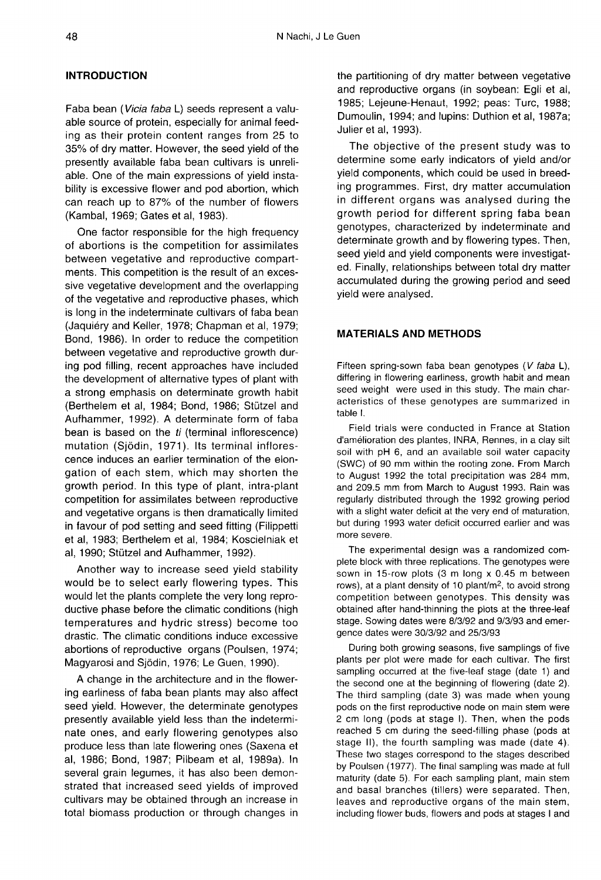## INTRODUCTION

Faba bean (*Vicia faba* L) seeds represent a valuable source of protein, especially for animal feeding as their protein content ranges from 25 to 35% of dry matter. However, the seed yield of the presently available faba bean cultivars is unreliable. One of the main expressions of yield instability is excessive flower and pod abortion, which can reach up to 87% of the number of flowers (Kambal, 1969; Gates et al, 1983).

One factor responsible for the high frequency of abortions is the competition for assimilates between vegetative and reproductive compartments. This competition is the result of an excessive vegetative development and the overlapping of the vegetative and reproductive phases, which is long in the indeterminate cultivars of faba bean (Jaquiéry and Keller, 1978; Chapman et al, 1979; Bond, 1986). In order to reduce the competition between vegetative and reproductive growth during pod filling, recent approaches have included the development of alternative types of plant with a strong emphasis on determinate growth habit (Berthelem et al, 1984; Bond, 1986; Stützel and Aufhammer, 1992). A determinate form of faba bean is based on the *ti* (terminal inflorescence) mutation (Sjödin, 1971). Its terminal inflorescence induces an earlier termination of the elongation of each stem, which may shorten the growth period. In this type of plant, intra-plant competition for assimilates between reproductive and vegetative organs is then dramatically limited in favour of pod setting and seed fitting (Filippetti et al, 1983; Berthelem et al, 1984; Koscielniak et al, 1990; Stützel and Aufhammer, 1992).

Another way to increase seed yield stability would be to select early flowering types. This would let the plants complete the very long reproductive phase before the climatic conditions (high temperatures and hydric stress) become too drastic. The climatic conditions induce excessive abortions of reproductive organs (Poulsen, 1974; Magyarosi and Sjödin, 1976; Le Guen, 1990).

A change in the architecture and in the flowering earliness of faba bean plants may also affect seed yield. However, the determinate genotypes presently available yield less than the indeterminate ones, and early flowering genotypes also produce less than late flowering ones (Saxena et al, 1986; Bond, 1987; Pilbeam et al, 1989a). In several grain legumes, it has also been demonstrated that increased seed yields of improved cultivars may be obtained through an increase in total biomass production or through changes in the partitioning of dry matter between vegetative and reproductive organs (in soybean: Egli et al, 1985; Lejeune-Henaut, 1992; peas: Turc, 1988; Dumoulin, 1994; and lupins: Duthion et al, 1987a; Julier et al, 1993).

The objective of the present study was to determine some early indicators of yield and/or yield components, which could be used in breeding programmes. First, dry matter accumulation in different organs was analysed during the growth period for different spring faba bean genotypes, characterized by indeterminate and determinate growth and by flowering types. Then, seed yield and yield components were investigated. Finally, relationships between total dry matter accumulated during the growing period and seed yield were analysed.

## MATERIALS AND METHODS

Fifteen spring-sown faba bean genotypes (*V faba* L), differing in flowering earliness, growth habit and mean seed weight were used in this study. The main characteristics of these genotypes are summarized in table I.

Field trials were conducted in France at Station d'amélioration des plantes, INRA, Rennes, in a clay silt soil with pH 6, and an available soil water capacity (SWC) of 90 mm within the rooting zone. From March to August 1992 the total precipitation was 284 mm, and 209.5 mm from March to August 1993. Rain was regularly distributed through the 1992 growing period with a slight water deficit at the very end of maturation, but during 1993 water deficit occurred earlier and was more severe.

The experimental design was a randomized complete block with three replications. The genotypes were sown in 15-row plots (3 m long x 0.45 m between rows), at a plant density of 10 plant/m$^2$, to avoid strong competition between genotypes. This density was obtained after hand-thinning the plots at the three-leaf stage. Sowing dates were 8/3/92 and 9/3/93 and emergence dates were 30/3/92 and 25/3/93

During both growing seasons, five samplings of five plants per plot were made for each cultivar. The first sampling occurred at the five-leaf stage (date 1) and the second one at the beginning of flowering (date 2). The third sampling (date 3) was made when young pods on the first reproductive node on main stem were 2 cm long (pods at stage I). Then, when the pods reached 5 cm during the seed-filling phase (pods at stage II), the fourth sampling was made (date 4). These two stages correspond to the stages described by Poulsen (1977). The final sampling was made at full maturity (date 5). For each sampling plant, main stem and basal branches (tillers) were separated. Then, leaves and reproductive organs of the main stem, including flower buds, flowers and pods at stages I and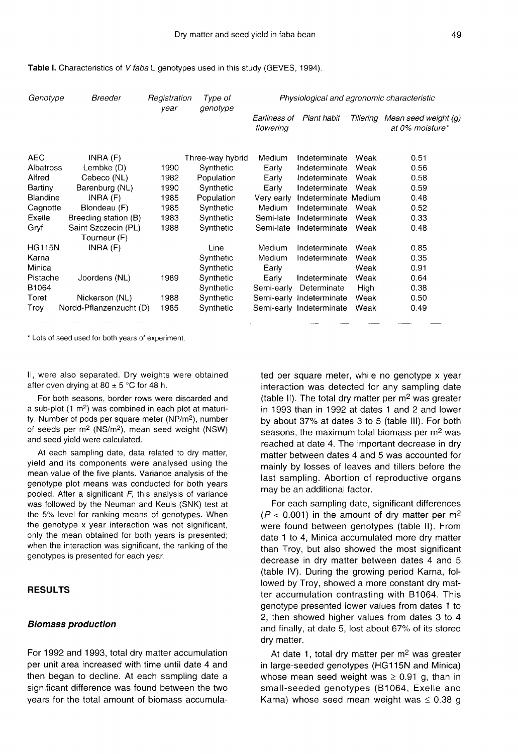**Table I.** Characteristics of *V faba* L genotypes used in this study (GEVES, 1994).

| Genotype | Breeder | Registration year | Type of genotype | Physiological and agronomic characteristic | | | |
|---|---|---|---|---|---|---|---|
| | | | | Earliness of flowering | Plant habit | Tillering | Mean seed weight (g) at 0% moisture* |
| AEC | INRA (F) | | Three-way hybrid | Medium | Indeterminate | Weak | 0.51 |
| Albatross | Lembke (D) | 1990 | Synthetic | Early | Indeterminate | Weak | 0.56 |
| Alfred | Cebeco (NL) | 1982 | Population | Early | Indeterminate | Weak | 0.58 |
| Bartiny | Barenburg (NL) | 1990 | Synthetic | Early | Indeterminate | Weak | 0.59 |
| Blandine | INRA (F) | 1985 | Population | Very early | Indeterminate | Medium | 0.48 |
| Cagnotte | Blondeau (F) | 1985 | Synthetic | Medium | Indeterminate | Weak | 0.52 |
| Exelle | Breeding station (B) | 1983 | Synthetic | Semi-late | Indeterminate | Weak | 0.33 |
| Gryf | Saint Szczecin (PL) Tourneur (F) | 1988 | Synthetic | Semi-late | Indeterminate | Weak | 0.48 |
| HG115N | INRA (F) | | Line | Medium | Indeterminate | Weak | 0.85 |
| Karna | | | Synthetic | Medium | Indeterminate | Weak | 0.35 |
| Minica | | | Synthetic | Early | | Weak | 0.91 |
| Pistache | Joordens (NL) | 1989 | Synthetic | Early | Indeterminate | Weak | 0.64 |
| B1064 | | | Synthetic | Semi-early | Determinate | High | 0.38 |
| Toret | Nickerson (NL) | 1988 | Synthetic | Semi-early | Indeterminate | Weak | 0.50 |
| Troy | Nordd-Pflanzenzucht (D) | 1985 | Synthetic | Semi-early | Indeterminate | Weak | 0.49 |

\* Lots of seed used for both years of experiment.

II, were also separated. Dry weights were obtained after oven drying at 80 ± 5 °C for 48 h.

For both seasons, border rows were discarded and a sub-plot (1 $m^2$) was combined in each plot at maturity. Number of pods per square meter (NP/$m^2$), number of seeds per $m^2$ (NS/$m^2$), mean seed weight (NSW) and seed yield were calculated.

At each sampling date, data related to dry matter, yield and its components were analysed using the mean value of the five plants. Variance analysis of the genotype plot means was conducted for both years pooled. After a significant *F*, this analysis of variance was followed by the Neuman and Keuls (SNK) test at the 5% level for ranking means of genotypes. When the genotype x year interaction was not significant, only the mean obtained for both years is presented; when the interaction was significant, the ranking of the genotypes is presented for each year.

## RESULTS

### *Biomass production*

For 1992 and 1993, total dry matter accumulation per unit area increased with time until date 4 and then began to decline. At each sampling date a significant difference was found between the two years for the total amount of biomass accumulated per square meter, while no genotype x year interaction was detected for any sampling date (table II). The total dry matter per $m^2$ was greater in 1993 than in 1992 at dates 1 and 2 and lower by about 37% at dates 3 to 5 (table III). For both seasons, the maximum total biomass per $m^2$ was reached at date 4. The important decrease in dry matter between dates 4 and 5 was accounted for mainly by losses of leaves and tillers before the last sampling. Abortion of reproductive organs may be an additional factor.

For each sampling date, significant differences ($P < 0.001$) in the amount of dry matter per $m^2$ were found between genotypes (table II). From date 1 to 4, Minica accumulated more dry matter than Troy, but also showed the most significant decrease in dry matter between dates 4 and 5 (table IV). During the growing period Karna, followed by Troy, showed a more constant dry matter accumulation contrasting with B1064. This genotype presented lower values from dates 1 to 2, then showed higher values from dates 3 to 4 and finally, at date 5, lost about 67% of its stored dry matter.

At date 1, total dry matter per $m^2$ was greater in large-seeded genotypes (HG115N and Minica) whose mean seed weight was ≥ 0.91 g, than in small-seeded genotypes (B1064, Exelle and Karna) whose seed mean weight was ≤ 0.38 g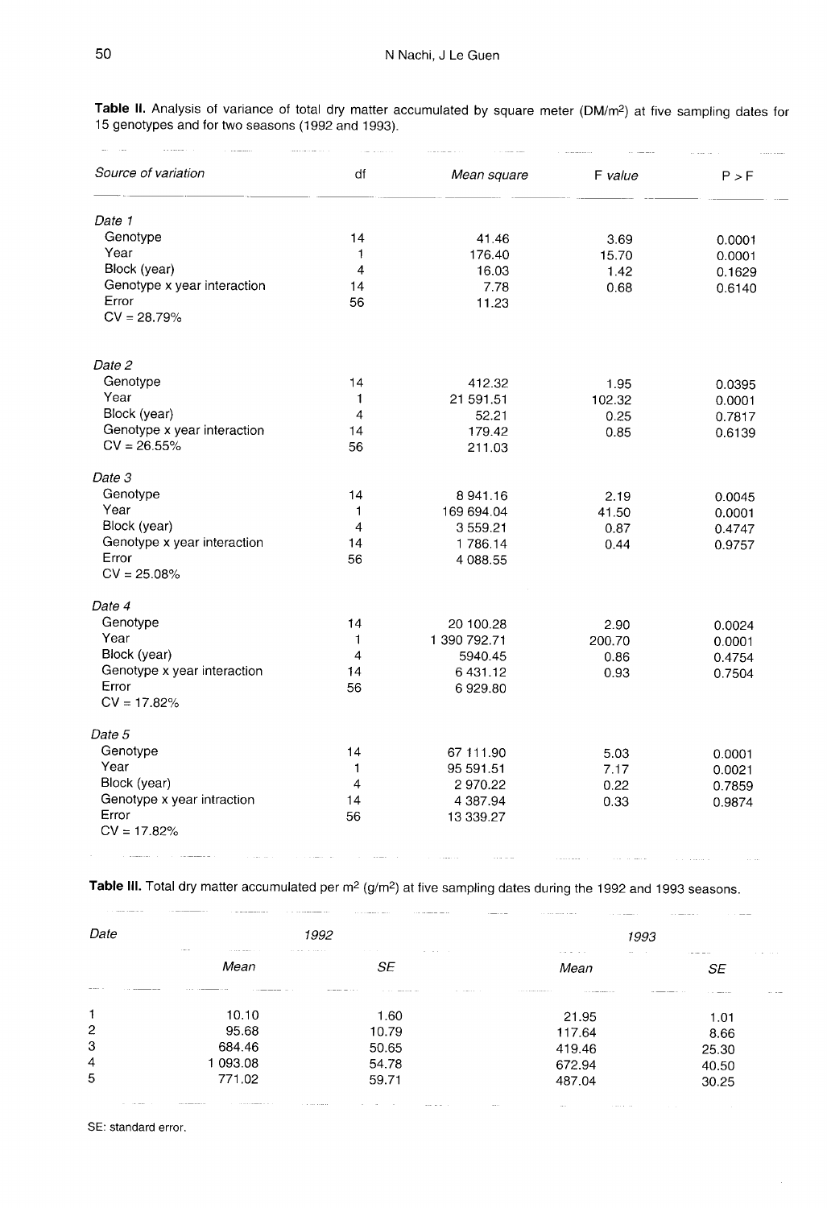**Table II.** Analysis of variance of total dry matter accumulated by square meter (DM/m$^2$) at five sampling dates for 15 genotypes and for two seasons (1992 and 1993).

| *Source of variation* | df | *Mean square* | F *value* | P > F |
|---|---|---|---|---|
| *Date 1* | | | | |
| Genotype | 14 | 41.46 | 3.69 | 0.0001 |
| Year | 1 | 176.40 | 15.70 | 0.0001 |
| Block (year) | 4 | 16.03 | 1.42 | 0.1629 |
| Genotype x year interaction | 14 | 7.78 | 0.68 | 0.6140 |
| Error | 56 | 11.23 | | |
| CV = 28.79% | | | | |
| *Date 2* | | | | |
| Genotype | 14 | 412.32 | 1.95 | 0.0395 |
| Year | 1 | 21 591.51 | 102.32 | 0.0001 |
| Block (year) | 4 | 52.21 | 0.25 | 0.7817 |
| Genotype x year interaction | 14 | 179.42 | 0.85 | 0.6139 |
| CV = 26.55% | 56 | 211.03 | | |
| *Date 3* | | | | |
| Genotype | 14 | 8 941.16 | 2.19 | 0.0045 |
| Year | 1 | 169 694.04 | 41.50 | 0.0001 |
| Block (year) | 4 | 3 559.21 | 0.87 | 0.4747 |
| Genotype x year interaction | 14 | 1 786.14 | 0.44 | 0.9757 |
| Error | 56 | 4 088.55 | | |
| CV = 25.08% | | | | |
| *Date 4* | | | | |
| Genotype | 14 | 20 100.28 | 2.90 | 0.0024 |
| Year | 1 | 1 390 792.71 | 200.70 | 0.0001 |
| Block (year) | 4 | 5940.45 | 0.86 | 0.4754 |
| Genotype x year interaction | 14 | 6 431.12 | 0.93 | 0.7504 |
| Error | 56 | 6 929.80 | | |
| CV = 17.82% | | | | |
| *Date 5* | | | | |
| Genotype | 14 | 67 111.90 | 5.03 | 0.0001 |
| Year | 1 | 95 591.51 | 7.17 | 0.0021 |
| Block (year) | 4 | 2 970.22 | 0.22 | 0.7859 |
| Genotype x year intraction | 14 | 4 387.94 | 0.33 | 0.9874 |
| Error | 56 | 13 339.27 | | |
| CV = 17.82% | | | | |

**Table III.** Total dry matter accumulated per m$^2$ (g/m$^2$) at five sampling dates during the 1992 and 1993 seasons.

| *Date* | *1992* | | *1993* | |
|---|---|---|---|---|
| | *Mean* | *SE* | *Mean* | *SE* |
| 1 | 10.10 | 1.60 | 21.95 | 1.01 |
| 2 | 95.68 | 10.79 | 117.64 | 8.66 |
| 3 | 684.46 | 50.65 | 419.46 | 25.30 |
| 4 | 1 093.08 | 54.78 | 672.94 | 40.50 |
| 5 | 771.02 | 59.71 | 487.04 | 30.25 |

SE: standard error.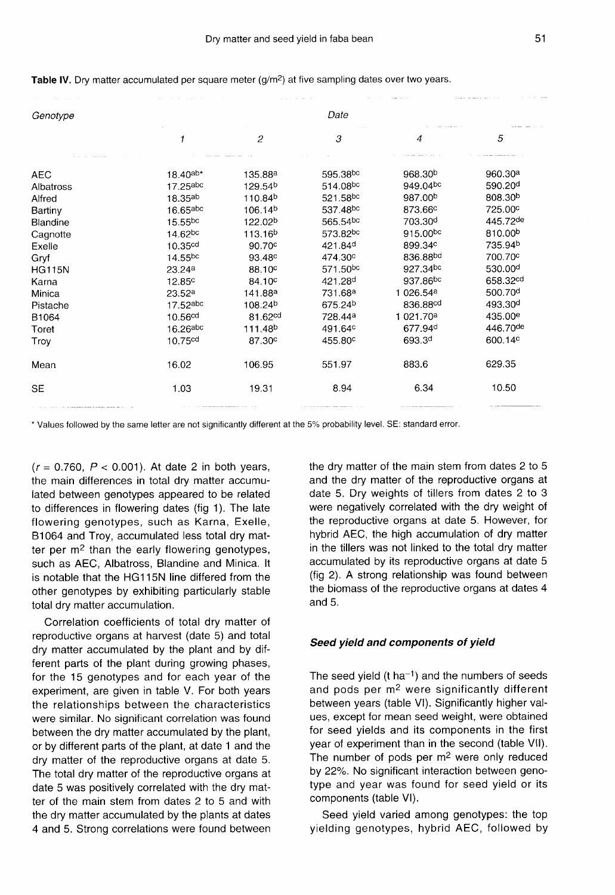**Table IV.** Dry matter accumulated per square meter (g/m$^2$) at five sampling dates over two years.

| Genotype | Date | | | | |
|---|---|---|---|---|---|
| | 1 | 2 | 3 | 4 | 5 |
| AEC | 18.40$^{ab*}$ | 135.88$^{a}$ | 595.38$^{bc}$ | 968.30$^{b}$ | 960.30$^{a}$ |
| Albatross | 17.25$^{abc}$ | 129.54$^{b}$ | 514.08$^{bc}$ | 949.04$^{bc}$ | 590.20$^{d}$ |
| Alfred | 18.35$^{ab}$ | 110.84$^{b}$ | 521.58$^{bc}$ | 987.00$^{b}$ | 808.30$^{b}$ |
| Bartiny | 16.65$^{abc}$ | 106.14$^{b}$ | 537.48$^{bc}$ | 873.66$^{c}$ | 725.00$^{c}$ |
| Blandine | 15.55$^{bc}$ | 122.02$^{b}$ | 565.54$^{bc}$ | 703.30$^{d}$ | 445.72$^{de}$ |
| Cagnotte | 14.62$^{bc}$ | 113.16$^{b}$ | 573.82$^{bc}$ | 915.00$^{bc}$ | 810.00$^{b}$ |
| Exelle | 10.35$^{cd}$ | 90.70$^{c}$ | 421.84$^{d}$ | 899.34$^{c}$ | 735.94$^{b}$ |
| Gryf | 14.55$^{bc}$ | 93.48$^{c}$ | 474.30$^{c}$ | 836.88$^{bd}$ | 700.70$^{c}$ |
| HG115N | 23.24$^{a}$ | 88.10$^{c}$ | 571.50$^{bc}$ | 927.34$^{bc}$ | 530.00$^{d}$ |
| Karna | 12.85$^{c}$ | 84.10$^{c}$ | 421.28$^{d}$ | 937.86$^{bc}$ | 658.32$^{cd}$ |
| Minica | 23.52$^{a}$ | 141.88$^{a}$ | 731.68$^{a}$ | 1 026.54$^{a}$ | 500.70$^{d}$ |
| Pistache | 17.52$^{abc}$ | 108.24$^{b}$ | 675.24$^{b}$ | 836.88$^{cd}$ | 493.30$^{d}$ |
| B1064 | 10.56$^{cd}$ | 81.62$^{cd}$ | 728.44$^{a}$ | 1 021.70$^{a}$ | 435.00$^{e}$ |
| Toret | 16.26$^{abc}$ | 111.48$^{b}$ | 491.64$^{c}$ | 677.94$^{d}$ | 446.70$^{de}$ |
| Troy | 10.75$^{cd}$ | 87.30$^{c}$ | 455.80$^{c}$ | 693.3$^{d}$ | 600.14$^{c}$ |
| Mean | 16.02 | 106.95 | 551.97 | 883.6 | 629.35 |
| SE | 1.03 | 19.31 | 8.94 | 6.34 | 10.50 |

\* Values followed by the same letter are not significantly different at the 5% probability level. SE: standard error.

($r$ = 0.760, $P$ < 0.001). At date 2 in both years, the main differences in total dry matter accumulated between genotypes appeared to be related to differences in flowering dates (fig 1). The late flowering genotypes, such as Karna, Exelle, B1064 and Troy, accumulated less total dry matter per m$^2$ than the early flowering genotypes, such as AEC, Albatross, Blandine and Minica. It is notable that the HG115N line differed from the other genotypes by exhibiting particularly stable total dry matter accumulation.

Correlation coefficients of total dry matter of reproductive organs at harvest (date 5) and total dry matter accumulated by the plant and by different parts of the plant during growing phases, for the 15 genotypes and for each year of the experiment, are given in table V. For both years the relationships between the characteristics were similar. No significant correlation was found between the dry matter accumulated by the plant, or by different parts of the plant, at date 1 and the dry matter of the reproductive organs at date 5. The total dry matter of the reproductive organs at date 5 was positively correlated with the dry matter of the main stem from dates 2 to 5 and with the dry matter accumulated by the plants at dates 4 and 5. Strong correlations were found between the dry matter of the main stem from dates 2 to 5 and the dry matter of the reproductive organs at date 5. Dry weights of tillers from dates 2 to 3 were negatively correlated with the dry weight of the reproductive organs at date 5. However, for hybrid AEC, the high accumulation of dry matter in the tillers was not linked to the total dry matter accumulated by its reproductive organs at date 5 (fig 2). A strong relationship was found between the biomass of the reproductive organs at dates 4 and 5.

### *Seed yield and components of yield*

The seed yield (t ha$^{-1}$) and the numbers of seeds and pods per m$^2$ were significantly different between years (table VI). Significantly higher values, except for mean seed weight, were obtained for seed yields and its components in the first year of experiment than in the second (table VII). The number of pods per m$^2$ were only reduced by 22%. No significant interaction between genotype and year was found for seed yield or its components (table VI).

Seed yield varied among genotypes: the top yielding genotypes, hybrid AEC, followed by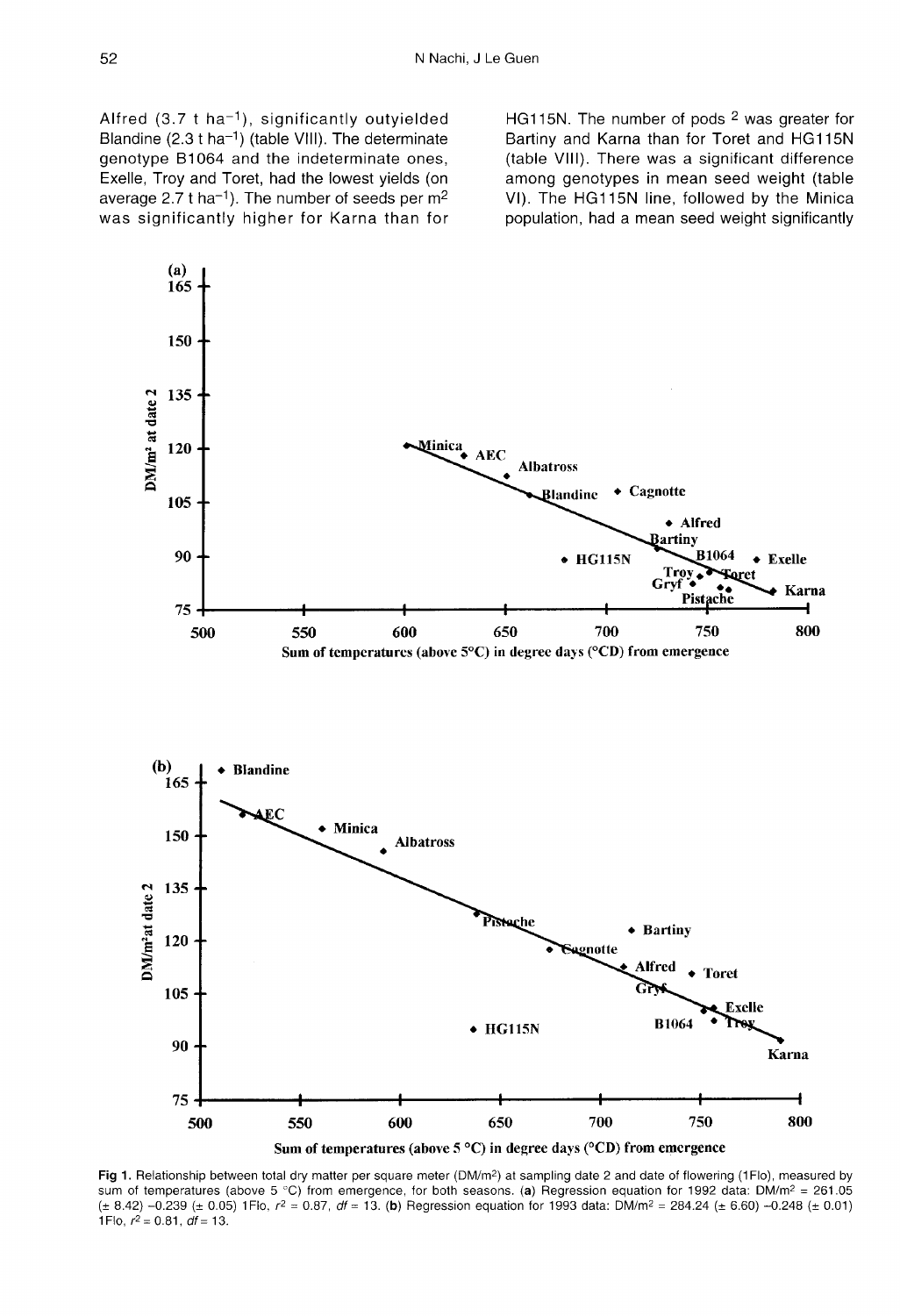Alfred (3.7 t ha$^{-1}$), significantly outyielded Blandine (2.3 t ha$^{-1}$) (table VIII). The determinate genotype B1064 and the indeterminate ones, Exelle, Troy and Toret, had the lowest yields (on average 2.7 t ha$^{-1}$). The number of seeds per m$^2$ was significantly higher for Karna than for HG115N. The number of pods 2 was greater for Bartiny and Karna than for Toret and HG115N (table VIII). There was a significant difference among genotypes in mean seed weight (table VI). The HG115N line, followed by the Minica population, had a mean seed weight significantly

**Fig 1.** Relationship between total dry matter per square meter (DM/m$^2$) at sampling date 2 and date of flowering (1Flo), measured by sum of temperatures (above 5 °C) from emergence, for both seasons. (**a**) Regression equation for 1992 data: DM/m$^2$ = 261.05 ($\pm$ 8.42) −0.239 ($\pm$ 0.05) 1Flo, $r^2$ = 0.87, $df$ = 13. (**b**) Regression equation for 1993 data: DM/m$^2$ = 284.24 ($\pm$ 6.60) −0.248 ($\pm$ 0.01) 1Flo, $r^2$ = 0.81, $df$ = 13.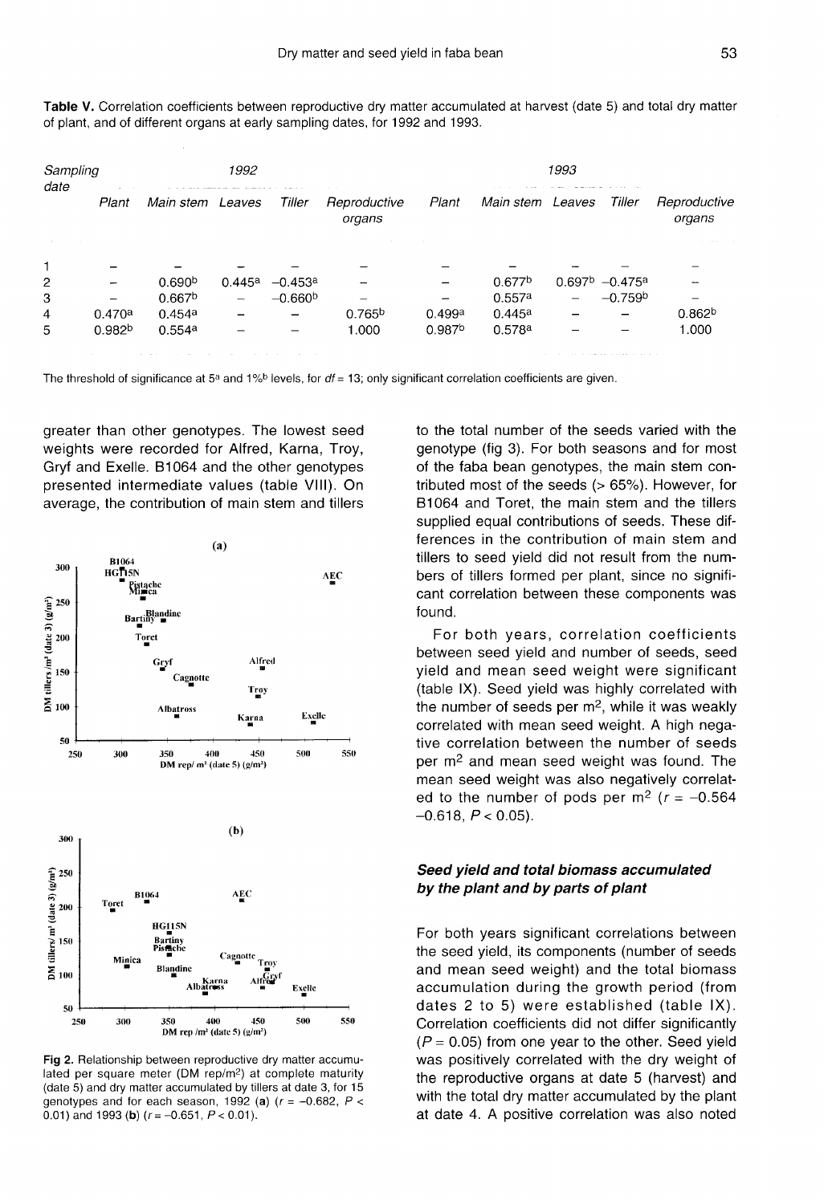**Table V.** Correlation coefficients between reproductive dry matter accumulated at harvest (date 5) and total dry matter of plant, and of different organs at early sampling dates, for 1992 and 1993.

| Sampling date | 1992 | | | | | 1993 | | | | |
|---|---|---|---|---|---|---|---|---|---|---|
| | Plant | Main stem | Leaves | Tiller | Reproductive organs | Plant | Main stem | Leaves | Tiller | Reproductive organs |
| 1 | – | – | – | – | – | – | – | – | – | – |
| 2 | – | 0.690[b] | 0.445[a] | −0.453[a] | – | – | 0.677[b] | 0.697[b] | −0.475[a] | – |
| 3 | – | 0.667[b] | – | −0.660[b] | – | – | 0.557[a] | – | −0.759[b] | – |
| 4 | 0.470[a] | 0.454[a] | – | – | 0.765[b] | 0.499[a] | 0.445[a] | – | – | 0.862[b] |
| 5 | 0.982[b] | 0.554[a] | – | – | 1.000 | 0.987[b] | 0.578[a] | – | – | 1.000 |

The threshold of significance at 5[a] and 1%[b] levels, for $df = 13$; only significant correlation coefficients are given.

greater than other genotypes. The lowest seed weights were recorded for Alfred, Karna, Troy, Gryf and Exelle. B1064 and the other genotypes presented intermediate values (table VIII). On average, the contribution of main stem and tillers to the total number of the seeds varied with the genotype (fig 3). For both seasons and for most of the faba bean genotypes, the main stem contributed most of the seeds (> 65%). However, for B1064 and Toret, the main stem and the tillers supplied equal contributions of seeds. These differences in the contribution of main stem and tillers to seed yield did not result from the numbers of tillers formed per plant, since no significant correlation between these components was found.

Fig 2. Relationship between reproductive dry matter accumulated per square meter (DM rep/$m^2$) at complete maturity (date 5) and dry matter accumulated by tillers at date 3, for 15 genotypes and for each season, 1992 (**a**) ($r = -0.682$, $P < 0.01$) and 1993 (**b**) ($r = -0.651$, $P < 0.01$).

For both years, correlation coefficients between seed yield and number of seeds, seed yield and mean seed weight were significant (table IX). Seed yield was highly correlated with the number of seeds per $m^2$, while it was weakly correlated with mean seed weight. A high negative correlation between the number of seeds per $m^2$ and mean seed weight was found. The mean seed weight was also negatively correlated to the number of pods per $m^2$ ($r = -0.564$ $-0.618$, $P < 0.05$).

### Seed yield and total biomass accumulated by the plant and by parts of plant

For both years significant correlations between the seed yield, its components (number of seeds and mean seed weight) and the total biomass accumulation during the growth period (from dates 2 to 5) were established (table IX). Correlation coefficients did not differ significantly ($P = 0.05$) from one year to the other. Seed yield was positively correlated with the dry weight of the reproductive organs at date 5 (harvest) and with the total dry matter accumulated by the plant at date 4. A positive correlation was also noted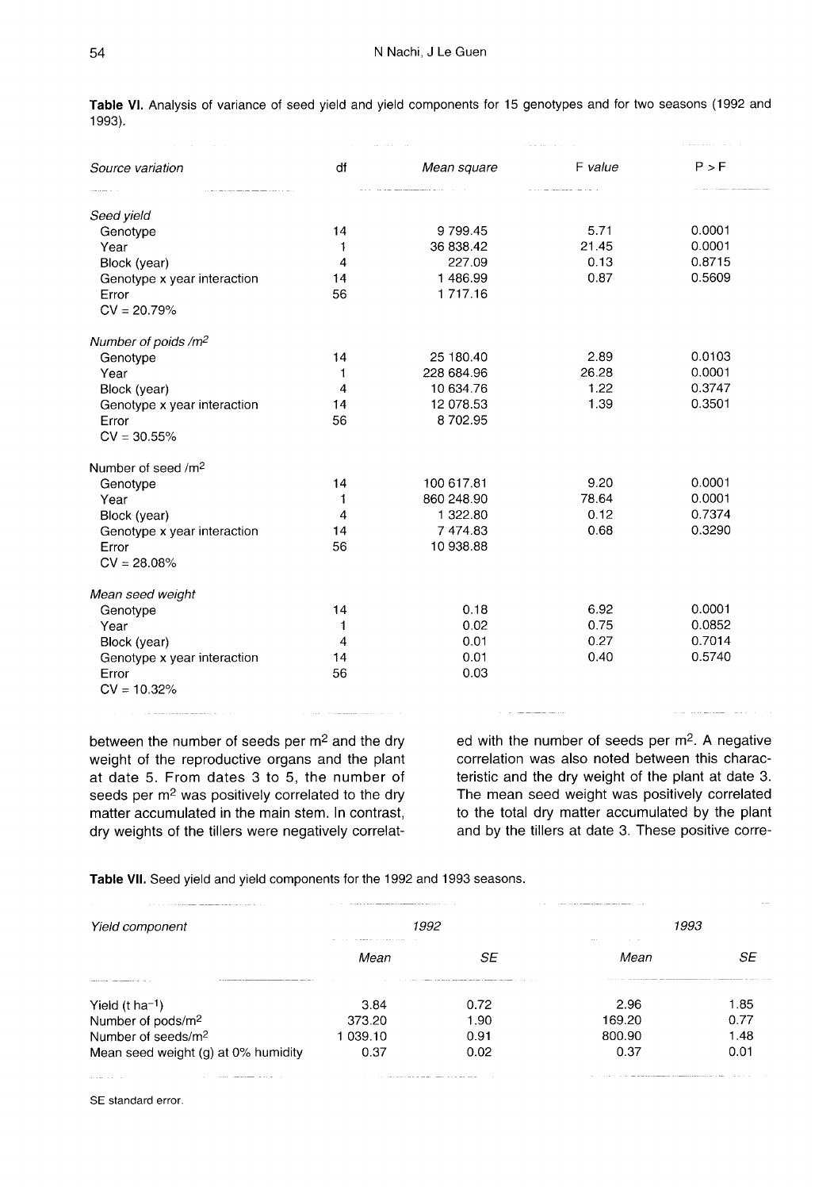**Table VI.** Analysis of variance of seed yield and yield components for 15 genotypes and for two seasons (1992 and 1993).

| *Source variation* | df | *Mean square* | F *value* | P > F |
|---|---|---|---|---|
| *Seed yield* | | | | |
| Genotype | 14 | 9 799.45 | 5.71 | 0.0001 |
| Year | 1 | 36 838.42 | 21.45 | 0.0001 |
| Block (year) | 4 | 227.09 | 0.13 | 0.8715 |
| Genotype x year interaction | 14 | 1 486.99 | 0.87 | 0.5609 |
| Error | 56 | 1 717.16 | | |
| CV = 20.79% | | | | |
| *Number of poids /m²* | | | | |
| Genotype | 14 | 25 180.40 | 2.89 | 0.0103 |
| Year | 1 | 228 684.96 | 26.28 | 0.0001 |
| Block (year) | 4 | 10 634.76 | 1.22 | 0.3747 |
| Genotype x year interaction | 14 | 12 078.53 | 1.39 | 0.3501 |
| Error | 56 | 8 702.95 | | |
| CV = 30.55% | | | | |
| Number of seed /m² | | | | |
| Genotype | 14 | 100 617.81 | 9.20 | 0.0001 |
| Year | 1 | 860 248.90 | 78.64 | 0.0001 |
| Block (year) | 4 | 1 322.80 | 0.12 | 0.7374 |
| Genotype x year interaction | 14 | 7 474.83 | 0.68 | 0.3290 |
| Error | 56 | 10 938.88 | | |
| CV = 28.08% | | | | |
| *Mean seed weight* | | | | |
| Genotype | 14 | 0.18 | 6.92 | 0.0001 |
| Year | 1 | 0.02 | 0.75 | 0.0852 |
| Block (year) | 4 | 0.01 | 0.27 | 0.7014 |
| Genotype x year interaction | 14 | 0.01 | 0.40 | 0.5740 |
| Error | 56 | 0.03 | | |
| CV = 10.32% | | | | |

between the number of seeds per m² and the dry weight of the reproductive organs and the plant at date 5. From dates 3 to 5, the number of seeds per m² was positively correlated to the dry matter accumulated in the main stem. In contrast, dry weights of the tillers were negatively correlated with the number of seeds per m². A negative correlation was also noted between this characteristic and the dry weight of the plant at date 3. The mean seed weight was positively correlated to the total dry matter accumulated by the plant and by the tillers at date 3. These positive corre-

**Table VII.** Seed yield and yield components for the 1992 and 1993 seasons.

| *Yield component* | *1992* | | *1993* | |
|---|---|---|---|---|
| | *Mean* | *SE* | *Mean* | *SE* |
| Yield (t ha⁻¹) | 3.84 | 0.72 | 2.96 | 1.85 |
| Number of pods/m² | 373.20 | 1.90 | 169.20 | 0.77 |
| Number of seeds/m² | 1 039.10 | 0.91 | 800.90 | 1.48 |
| Mean seed weight (g) at 0% humidity | 0.37 | 0.02 | 0.37 | 0.01 |

SE standard error.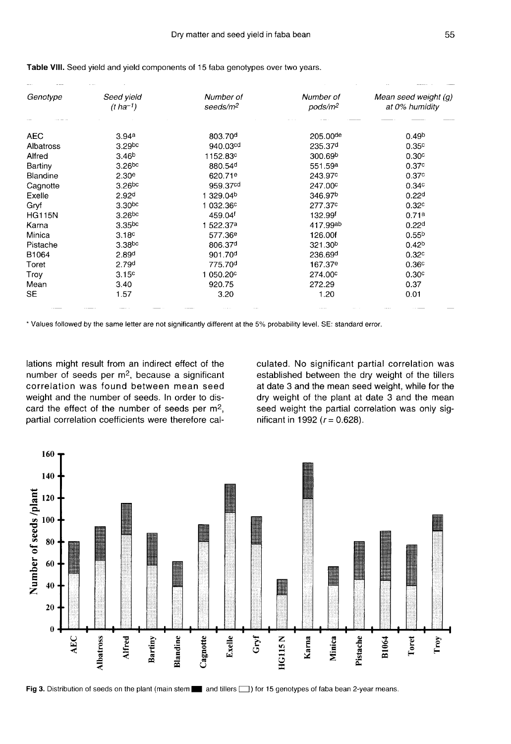**Table VIII.** Seed yield and yield components of 15 faba genotypes over two years.

| Genotype | Seed yield ($t\ ha^{-1}$) | Number of seeds/$m^2$ | Number of pods/$m^2$ | Mean seed weight (g) at 0% humidity |
|---|---|---|---|---|
| AEC | 3.94[a] | 803.70[d] | 205.00[de] | 0.49[b] |
| Albatross | 3.29[bc] | 940.03[cd] | 235.37[d] | 0.35[c] |
| Alfred | 3.46[b] | 1152.83[c] | 300.69[b] | 0.30[c] |
| Bartiny | 3.26[bc] | 880.54[d] | 551.59[a] | 0.37[c] |
| Blandine | 2.30[e] | 620.71[e] | 243.97[c] | 0.37[c] |
| Cagnotte | 3.26[bc] | 959.37[cd] | 247.00[c] | 0.34[c] |
| Exelle | 2.92[d] | 1 329.04[b] | 346.97[b] | 0.22[d] |
| Gryf | 3.30[bc] | 1 032.36[c] | 277.37[c] | 0.32[c] |
| HG115N | 3.26[bc] | 459.04[f] | 132.99[f] | 0.71[a] |
| Karna | 3.35[bc] | 1 522.37[a] | 417.99[ab] | 0.22[d] |
| Minica | 3.18[c] | 577.36[e] | 126.00f | 0.55[b] |
| Pistache | 3.38[bc] | 806.37[d] | 321.30[b] | 0.42[b] |
| B1064 | 2.89[d] | 901.70[d] | 236.69[d] | 0.32[c] |
| Toret | 2.79[d] | 775.70[d] | 167.37[e] | 0.36[c] |
| Troy | 3.15[c] | 1 050.20[c] | 274.00[c] | 0.30[c] |
| Mean | 3.40 | 920.75 | 272.29 | 0.37 |
| SE | 1.57 | 3.20 | 1.20 | 0.01 |

* Values followed by the same letter are not significantly different at the 5% probability level. SE: standard error.

lations might result from an indirect effect of the number of seeds per $m^2$, because a significant correlation was found between mean seed weight and the number of seeds. In order to discard the effect of the number of seeds per $m^2$, partial correlation coefficients were therefore calculated. No significant partial correlation was established between the dry weight of the tillers at date 3 and the mean seed weight, while for the dry weight of the plant at date 3 and the mean seed weight the partial correlation was only significant in 1992 ($r = 0.628$).

**Fig 3.** Distribution of seeds on the plant (main stem ■ and tillers □) for 15 genotypes of faba bean 2-year means.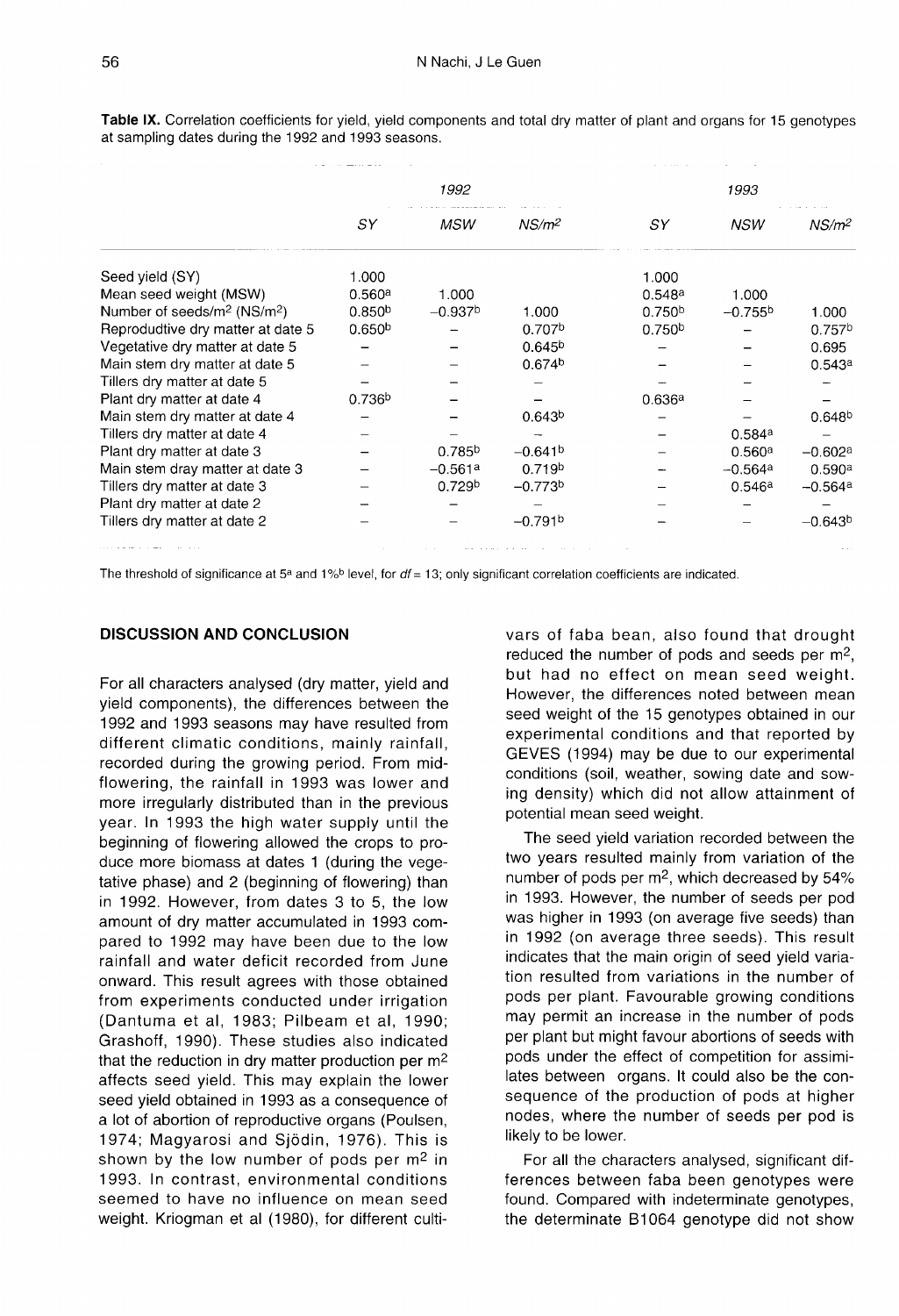**Table IX.** Correlation coefficients for yield, yield components and total dry matter of plant and organs for 15 genotypes at sampling dates during the 1992 and 1993 seasons.

| | 1992 | | | 1993 | | |
|---|---|---|---|---|---|---|
| | SY | MSW | NS/m² | SY | NSW | NS/m² |
| Seed yield (SY) | 1.000 | | | 1.000 | | |
| Mean seed weight (MSW) | 0.560[a] | 1.000 | | 0.548[a] | 1.000 | |
| Number of seeds/m² (NS/m²) | 0.850[b] | −0.937[b] | 1.000 | 0.750[b] | −0.755[b] | 1.000 |
| Reprodudtive dry matter at date 5 | 0.650[b] | – | 0.707[b] | 0.750[b] | – | 0.757[b] |
| Vegetative dry matter at date 5 | – | – | 0.645[b] | – | – | 0.695 |
| Main stem dry matter at date 5 | – | – | 0.674[b] | – | – | 0.543[a] |
| Tillers dry matter at date 5 | – | – | – | – | – | – |
| Plant dry matter at date 4 | 0.736[b] | – | – | 0.636[a] | – | – |
| Main stem dry matter at date 4 | – | – | 0.643[b] | – | – | 0.648[b] |
| Tillers dry matter at date 4 | – | – | – | – | 0.584[a] | – |
| Plant dry matter at date 3 | – | 0.785[b] | −0.641[b] | – | 0.560[a] | −0.602[a] |
| Main stem dray matter at date 3 | – | −0.561[a] | 0.719[b] | – | −0.564[a] | 0.590[a] |
| Tillers dry matter at date 3 | – | 0.729[b] | −0.773[b] | – | 0.546[a] | −0.564[a] |
| Plant dry matter at date 2 | – | – | – | – | – | – |
| Tillers dry matter at date 2 | – | – | −0.791[b] | – | – | −0.643[b] |

The threshold of significance at 5[a] and 1%[b] level, for $df = 13$; only significant correlation coefficients are indicated.

## DISCUSSION AND CONCLUSION

For all characters analysed (dry matter, yield and yield components), the differences between the 1992 and 1993 seasons may have resulted from different climatic conditions, mainly rainfall, recorded during the growing period. From mid-flowering, the rainfall in 1993 was lower and more irregularly distributed than in the previous year. In 1993 the high water supply until the beginning of flowering allowed the crops to produce more biomass at dates 1 (during the vegetative phase) and 2 (beginning of flowering) than in 1992. However, from dates 3 to 5, the low amount of dry matter accumulated in 1993 compared to 1992 may have been due to the low rainfall and water deficit recorded from June onward. This result agrees with those obtained from experiments conducted under irrigation (Dantuma et al, 1983; Pilbeam et al, 1990; Grashoff, 1990). These studies also indicated that the reduction in dry matter production per m² affects seed yield. This may explain the lower seed yield obtained in 1993 as a consequence of a lot of abortion of reproductive organs (Poulsen, 1974; Magyarosi and Sjödin, 1976). This is shown by the low number of pods per m² in 1993. In contrast, environmental conditions seemed to have no influence on mean seed weight. Kriogman et al (1980), for different cultivars of faba bean, also found that drought reduced the number of pods and seeds per m², but had no effect on mean seed weight. However, the differences noted between mean seed weight of the 15 genotypes obtained in our experimental conditions and that reported by GEVES (1994) may be due to our experimental conditions (soil, weather, sowing date and sowing density) which did not allow attainment of potential mean seed weight.

The seed yield variation recorded between the two years resulted mainly from variation of the number of pods per m², which decreased by 54% in 1993. However, the number of seeds per pod was higher in 1993 (on average five seeds) than in 1992 (on average three seeds). This result indicates that the main origin of seed yield variation resulted from variations in the number of pods per plant. Favourable growing conditions may permit an increase in the number of pods per plant but might favour abortions of seeds with pods under the effect of competition for assimilates between organs. It could also be the consequence of the production of pods at higher nodes, where the number of seeds per pod is likely to be lower.

For all the characters analysed, significant differences between faba been genotypes were found. Compared with indeterminate genotypes, the determinate B1064 genotype did not show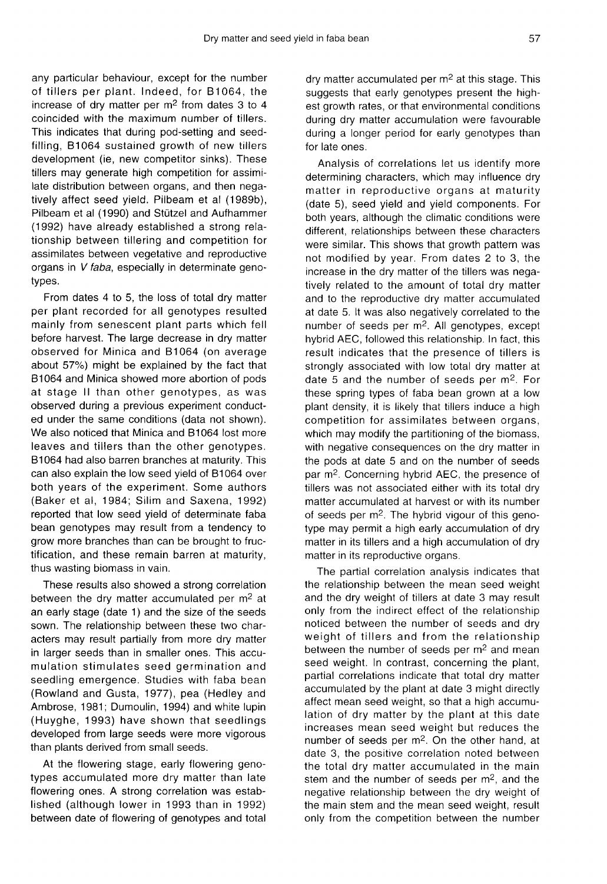any particular behaviour, except for the number of tillers per plant. Indeed, for B1064, the increase of dry matter per m$^2$ from dates 3 to 4 coincided with the maximum number of tillers. This indicates that during pod-setting and seed-filling, B1064 sustained growth of new tillers development (ie, new competitor sinks). These tillers may generate high competition for assimilate distribution between organs, and then negatively affect seed yield. Pilbeam et al (1989b), Pilbeam et al (1990) and Stützel and Aufhammer (1992) have already established a strong relationship between tillering and competition for assimilates between vegetative and reproductive organs in *V faba*, especially in determinate genotypes.

From dates 4 to 5, the loss of total dry matter per plant recorded for all genotypes resulted mainly from senescent plant parts which fell before harvest. The large decrease in dry matter observed for Minica and B1064 (on average about 57%) might be explained by the fact that B1064 and Minica showed more abortion of pods at stage II than other genotypes, as was observed during a previous experiment conducted under the same conditions (data not shown). We also noticed that Minica and B1064 lost more leaves and tillers than the other genotypes. B1064 had also barren branches at maturity. This can also explain the low seed yield of B1064 over both years of the experiment. Some authors (Baker et al, 1984; Silim and Saxena, 1992) reported that low seed yield of determinate faba bean genotypes may result from a tendency to grow more branches than can be brought to fructification, and these remain barren at maturity, thus wasting biomass in vain.

These results also showed a strong correlation between the dry matter accumulated per m$^2$ at an early stage (date 1) and the size of the seeds sown. The relationship between these two characters may result partially from more dry matter in larger seeds than in smaller ones. This accumulation stimulates seed germination and seedling emergence. Studies with faba bean (Rowland and Gusta, 1977), pea (Hedley and Ambrose, 1981; Dumoulin, 1994) and white lupin (Huyghe, 1993) have shown that seedlings developed from large seeds were more vigorous than plants derived from small seeds.

At the flowering stage, early flowering genotypes accumulated more dry matter than late flowering ones. A strong correlation was established (although lower in 1993 than in 1992) between date of flowering of genotypes and total dry matter accumulated per m$^2$ at this stage. This suggests that early genotypes present the highest growth rates, or that environmental conditions during dry matter accumulation were favourable during a longer period for early genotypes than for late ones.

Analysis of correlations let us identify more determining characters, which may influence dry matter in reproductive organs at maturity (date 5), seed yield and yield components. For both years, although the climatic conditions were different, relationships between these characters were similar. This shows that growth pattern was not modified by year. From dates 2 to 3, the increase in the dry matter of the tillers was negatively related to the amount of total dry matter and to the reproductive dry matter accumulated at date 5. It was also negatively correlated to the number of seeds per m$^2$. All genotypes, except hybrid AEC, followed this relationship. In fact, this result indicates that the presence of tillers is strongly associated with low total dry matter at date 5 and the number of seeds per m$^2$. For these spring types of faba bean grown at a low plant density, it is likely that tillers induce a high competition for assimilates between organs, which may modify the partitioning of the biomass, with negative consequences on the dry matter in the pods at date 5 and on the number of seeds par m$^2$. Concerning hybrid AEC, the presence of tillers was not associated either with its total dry matter accumulated at harvest or with its number of seeds per m$^2$. The hybrid vigour of this genotype may permit a high early accumulation of dry matter in its tillers and a high accumulation of dry matter in its reproductive organs.

The partial correlation analysis indicates that the relationship between the mean seed weight and the dry weight of tillers at date 3 may result only from the indirect effect of the relationship noticed between the number of seeds and dry weight of tillers and from the relationship between the number of seeds per m$^2$ and mean seed weight. In contrast, concerning the plant, partial correlations indicate that total dry matter accumulated by the plant at date 3 might directly affect mean seed weight, so that a high accumulation of dry matter by the plant at this date increases mean seed weight but reduces the number of seeds per m$^2$. On the other hand, at date 3, the positive correlation noted between the total dry matter accumulated in the main stem and the number of seeds per m$^2$, and the negative relationship between the dry weight of the main stem and the mean seed weight, result only from the competition between the number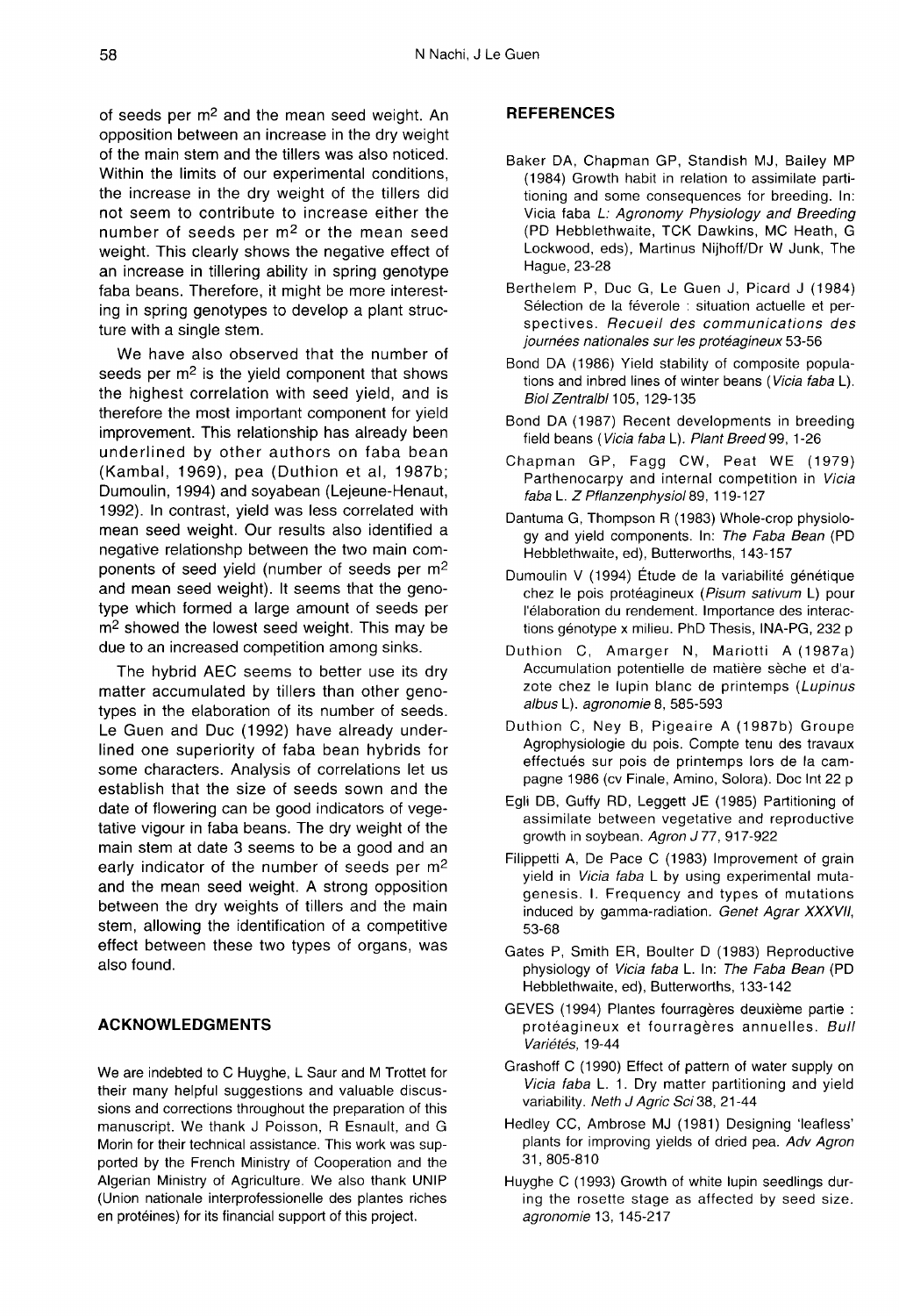of seeds per $m^2$ and the mean seed weight. An opposition between an increase in the dry weight of the main stem and the tillers was also noticed. Within the limits of our experimental conditions, the increase in the dry weight of the tillers did not seem to contribute to increase either the number of seeds per $m^2$ or the mean seed weight. This clearly shows the negative effect of an increase in tillering ability in spring genotype faba beans. Therefore, it might be more interesting in spring genotypes to develop a plant structure with a single stem.

We have also observed that the number of seeds per $m^2$ is the yield component that shows the highest correlation with seed yield, and is therefore the most important component for yield improvement. This relationship has already been underlined by other authors on faba bean (Kambal, 1969), pea (Duthion et al, 1987b; Dumoulin, 1994) and soyabean (Lejeune-Henaut, 1992). In contrast, yield was less correlated with mean seed weight. Our results also identified a negative relationshp between the two main components of seed yield (number of seeds per $m^2$ and mean seed weight). It seems that the genotype which formed a large amount of seeds per $m^2$ showed the lowest seed weight. This may be due to an increased competition among sinks.

The hybrid AEC seems to better use its dry matter accumulated by tillers than other genotypes in the elaboration of its number of seeds. Le Guen and Duc (1992) have already underlined one superiority of faba bean hybrids for some characters. Analysis of correlations let us establish that the size of seeds sown and the date of flowering can be good indicators of vegetative vigour in faba beans. The dry weight of the main stem at date 3 seems to be a good and an early indicator of the number of seeds per $m^2$ and the mean seed weight. A strong opposition between the dry weights of tillers and the main stem, allowing the identification of a competitive effect between these two types of organs, was also found.

## ACKNOWLEDGMENTS

We are indebted to C Huyghe, L Saur and M Trottet for their many helpful suggestions and valuable discussions and corrections throughout the preparation of this manuscript. We thank J Poisson, R Esnault, and G Morin for their technical assistance. This work was supported by the French Ministry of Cooperation and the Algerian Ministry of Agriculture. We also thank UNIP (Union nationale interprofessionelle des plantes riches en protéines) for its financial support of this project.

## REFERENCES

Baker DA, Chapman GP, Standish MJ, Bailey MP (1984) Growth habit in relation to assimilate partitioning and some consequences for breeding. In: Vicia faba *L: Agronomy Physiology and Breeding* (PD Hebblethwaite, TCK Dawkins, MC Heath, G Lockwood, eds), Martinus Nijhoff/Dr W Junk, The Hague, 23-28

Berthelem P, Duc G, Le Guen J, Picard J (1984) Sélection de la féverole : situation actuelle et perspectives. *Recueil des communications des journées nationales sur les protéagineux* 53-56

Bond DA (1986) Yield stability of composite populations and inbred lines of winter beans (*Vicia faba* L). *Biol Zentralbl* 105, 129-135

Bond DA (1987) Recent developments in breeding field beans (*Vicia faba* L). *Plant Breed* 99, 1-26

Chapman GP, Fagg CW, Peat WE (1979) Parthenocarpy and internal competition in *Vicia faba* L. *Z Pflanzenphysiol* 89, 119-127

Dantuma G, Thompson R (1983) Whole-crop physiology and yield components. In: *The Faba Bean* (PD Hebblethwaite, ed), Butterworths, 143-157

Dumoulin V (1994) Étude de la variabilité génétique chez le pois protéagineux (*Pisum sativum* L) pour l'élaboration du rendement. Importance des interactions génotype x milieu. PhD Thesis, INA-PG, 232 p

Duthion C, Amarger N, Mariotti A (1987a) Accumulation potentielle de matière sèche et d'azote chez le lupin blanc de printemps (*Lupinus albus* L). *agronomie* 8, 585-593

Duthion C, Ney B, Pigeaire A (1987b) Groupe Agrophysiologie du pois. Compte tenu des travaux effectués sur pois de printemps lors de la campagne 1986 (cv Finale, Amino, Solora). Doc Int 22 p

Egli DB, Guffy RD, Leggett JE (1985) Partitioning of assimilate between vegetative and reproductive growth in soybean. *Agron J* 77, 917-922

Filippetti A, De Pace C (1983) Improvement of grain yield in *Vicia faba* L by using experimental mutagenesis. I. Frequency and types of mutations induced by gamma-radiation. *Genet Agrar XXXVII*, 53-68

Gates P, Smith ER, Boulter D (1983) Reproductive physiology of *Vicia faba* L. In: *The Faba Bean* (PD Hebblethwaite, ed), Butterworths, 133-142

GEVES (1994) Plantes fourragères deuxième partie : protéagineux et fourragères annuelles. *Bull Variétés*, 19-44

Grashoff C (1990) Effect of pattern of water supply on *Vicia faba* L. 1. Dry matter partitioning and yield variability. *Neth J Agric Sci* 38, 21-44

Hedley CC, Ambrose MJ (1981) Designing 'leafless' plants for improving yields of dried pea. *Adv Agron* 31, 805-810

Huyghe C (1993) Growth of white lupin seedlings during the rosette stage as affected by seed size. *agronomie* 13, 145-217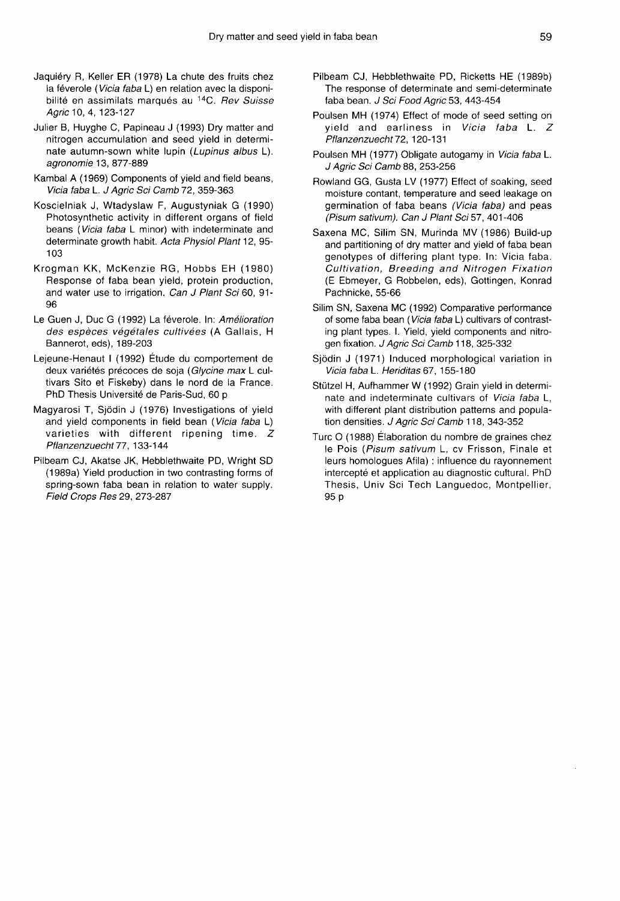Jaquiéry R, Keller ER (1978) La chute des fruits chez la féverole (*Vicia faba* L) en relation avec la disponibilité en assimilats marqués au $^{14}C$. *Rev Suisse Agric* 10, 4, 123-127

Julier B, Huyghe C, Papineau J (1993) Dry matter and nitrogen accumulation and seed yield in determinate autumn-sown white lupin (*Lupinus albus* L). *agronomie* 13, 877-889

Kambal A (1969) Components of yield and field beans, *Vicia faba* L. *J Agric Sci Camb* 72, 359-363

Koscielniak J, Wtadyslaw F, Augustyniak G (1990) Photosynthetic activity in different organs of field beans (*Vicia faba* L minor) with indeterminate and determinate growth habit. *Acta Physiol Plant* 12, 95-103

Krogman KK, McKenzie RG, Hobbs EH (1980) Response of faba bean yield, protein production, and water use to irrigation. *Can J Plant Sci* 60, 91-96

Le Guen J, Duc G (1992) La féverole. In: *Amélioration des espèces végétales cultivées* (A Gallais, H Bannerot, eds), 189-203

Lejeune-Henaut I (1992) Étude du comportement de deux variétés précoces de soja (*Glycine max* L cultivars Sito et Fiskeby) dans le nord de la France. PhD Thesis Université de Paris-Sud, 60 p

Magyarosi T, Sjödin J (1976) Investigations of yield and yield components in field bean (*Vicia faba* L) varieties with different ripening time. *Z Pflanzenzuecht* 77, 133-144

Pilbeam CJ, Akatse JK, Hebblethwaite PD, Wright SD (1989a) Yield production in two contrasting forms of spring-sown faba bean in relation to water supply. *Field Crops Res* 29, 273-287

Pilbeam CJ, Hebblethwaite PD, Ricketts HE (1989b) The response of determinate and semi-determinate faba bean. *J Sci Food Agric* 53, 443-454

Poulsen MH (1974) Effect of mode of seed setting on yield and earliness in *Vicia faba* L. *Z Pflanzenzuecht* 72, 120-131

Poulsen MH (1977) Obligate autogamy in *Vicia faba* L. *J Agric Sci Camb* 88, 253-256

Rowland GG, Gusta LV (1977) Effect of soaking, seed moisture contant, temperature and seed leakage on germination of faba beans *(Vicia faba)* and peas *(Pisum sativum)*. *Can J Plant Sci* 57, 401-406

Saxena MC, Silim SN, Murinda MV (1986) Build-up and partitioning of dry matter and yield of faba bean genotypes of differing plant type. In: Vicia faba. *Cultivation, Breeding and Nitrogen Fixation* (E Ebmeyer, G Robbelen, eds), Gottingen, Konrad Pachnicke, 55-66

Silim SN, Saxena MC (1992) Comparative performance of some faba bean (*Vicia faba* L) cultivars of contrasting plant types. I. Yield, yield components and nitrogen fixation. *J Agric Sci Camb* 118, 325-332

Sjödin J (1971) Induced morphological variation in *Vicia faba* L. *Heriditas* 67, 155-180

Stützel H, Aufhammer W (1992) Grain yield in determinate and indeterminate cultivars of *Vicia faba* L, with different plant distribution patterns and population densities. *J Agric Sci Camb* 118, 343-352

Turc O (1988) Élaboration du nombre de graines chez le Pois (*Pisum sativum* L, cv Frisson, Finale et leurs homologues Afila) : influence du rayonnement intercepté et application au diagnostic cultural. PhD Thesis, Univ Sci Tech Languedoc, Montpellier, 95 p